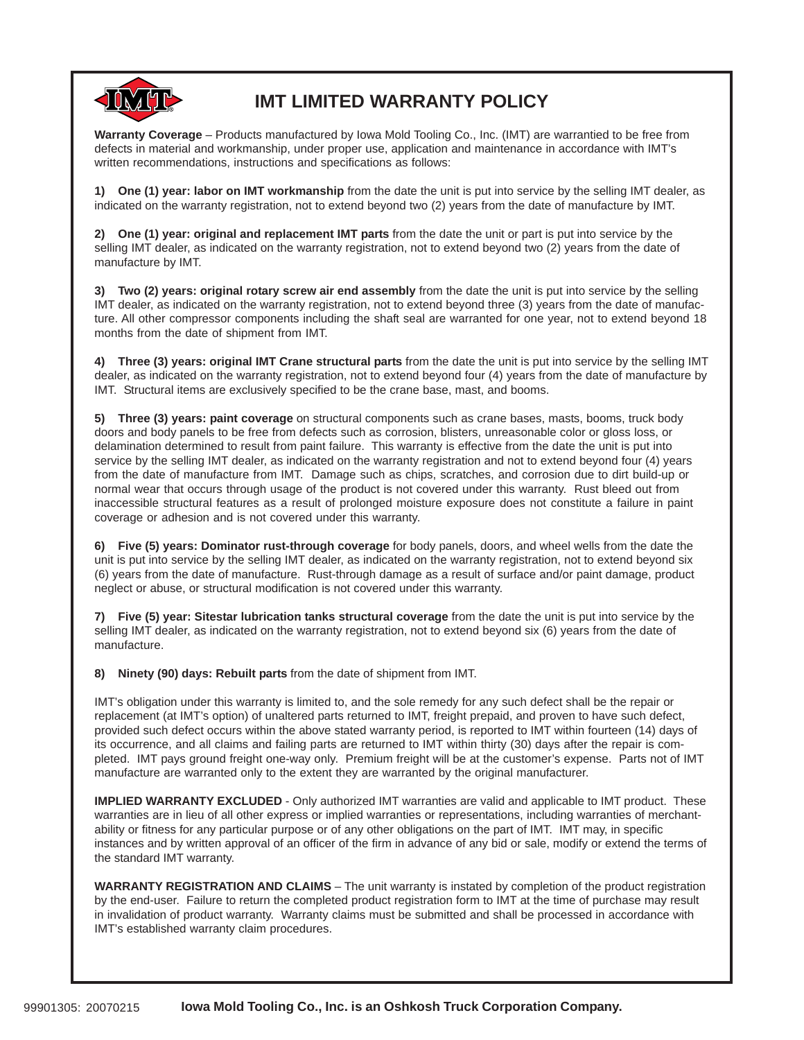# IMT LIMITED WARRANTY POLICY

**Warranty Coverage** – Products manufactured by Iowa Mold Tooling Co., Inc. (IMT) are warrantied to be free from defects in material and workmanship, under proper use, application and maintenance in accordance with IMT's written recommendations, instructions and specifications as follows:

**1) One (1) year: labor on IMT workmanship** from the date the unit is put into service by the selling IMT dealer, as indicated on the warranty registration, not to extend beyond two (2) years from the date of manufacture by IMT.

**2) One (1) year: original and replacement IMT parts** from the date the unit or part is put into service by the selling IMT dealer, as indicated on the warranty registration, not to extend beyond two (2) years from the date of manufacture by IMT.

**3) Two (2) years: original rotary screw air end assembly** from the date the unit is put into service by the selling IMT dealer, as indicated on the warranty registration, not to extend beyond three (3) years from the date of manufacture. All other compressor components including the shaft seal are warranted for one year, not to extend beyond 18 months from the date of shipment from IMT.

**4) Three (3) years: original IMT Crane structural parts** from the date the unit is put into service by the selling IMT dealer, as indicated on the warranty registration, not to extend beyond four (4) years from the date of manufacture by IMT. Structural items are exclusively specified to be the crane base, mast, and booms.

**5) Three (3) years: paint coverage** on structural components such as crane bases, masts, booms, truck body doors and body panels to be free from defects such as corrosion, blisters, unreasonable color or gloss loss, or delamination determined to result from paint failure. This warranty is effective from the date the unit is put into service by the selling IMT dealer, as indicated on the warranty registration and not to extend beyond four (4) years from the date of manufacture from IMT. Damage such as chips, scratches, and corrosion due to dirt build-up or normal wear that occurs through usage of the product is not covered under this warranty. Rust bleed out from inaccessible structural features as a result of prolonged moisture exposure does not constitute a failure in paint coverage or adhesion and is not covered under this warranty.

**6) Five (5) years: Dominator rust-through coverage** for body panels, doors, and wheel wells from the date the unit is put into service by the selling IMT dealer, as indicated on the warranty registration, not to extend beyond six (6) years from the date of manufacture. Rust-through damage as a result of surface and/or paint damage, product neglect or abuse, or structural modification is not covered under this warranty.

**7) Five (5) year: Sitestar lubrication tanks structural coverage** from the date the unit is put into service by the selling IMT dealer, as indicated on the warranty registration, not to extend beyond six (6) years from the date of manufacture.

**8) Ninety (90) days: Rebuilt parts** from the date of shipment from IMT.

IMT's obligation under this warranty is limited to, and the sole remedy for any such defect shall be the repair or replacement (at IMT's option) of unaltered parts returned to IMT, freight prepaid, and proven to have such defect, provided such defect occurs within the above stated warranty period, is reported to IMT within fourteen (14) days of its occurrence, and all claims and failing parts are returned to IMT within thirty (30) days after the repair is completed. IMT pays ground freight one-way only. Premium freight will be at the customer's expense. Parts not of IMT manufacture are warranted only to the extent they are warranted by the original manufacturer.

**IMPLIED WARRANTY EXCLUDED** - Only authorized IMT warranties are valid and applicable to IMT product. These warranties are in lieu of all other express or implied warranties or representations, including warranties of merchantability or fitness for any particular purpose or of any other obligations on the part of IMT. IMT may, in specific instances and by written approval of an officer of the firm in advance of any bid or sale, modify or extend the terms of the standard IMT warranty.

**WARRANTY REGISTRATION AND CLAIMS** – The unit warranty is instated by completion of the product registration by the end-user. Failure to return the completed product registration form to IMT at the time of purchase may result in invalidation of product warranty. Warranty claims must be submitted and shall be processed in accordance with IMT's established warranty claim procedures.

99901305: 20070215 **Iowa Mold Tooling Co., Inc. is an Oshkosh Truck Corporation Company.**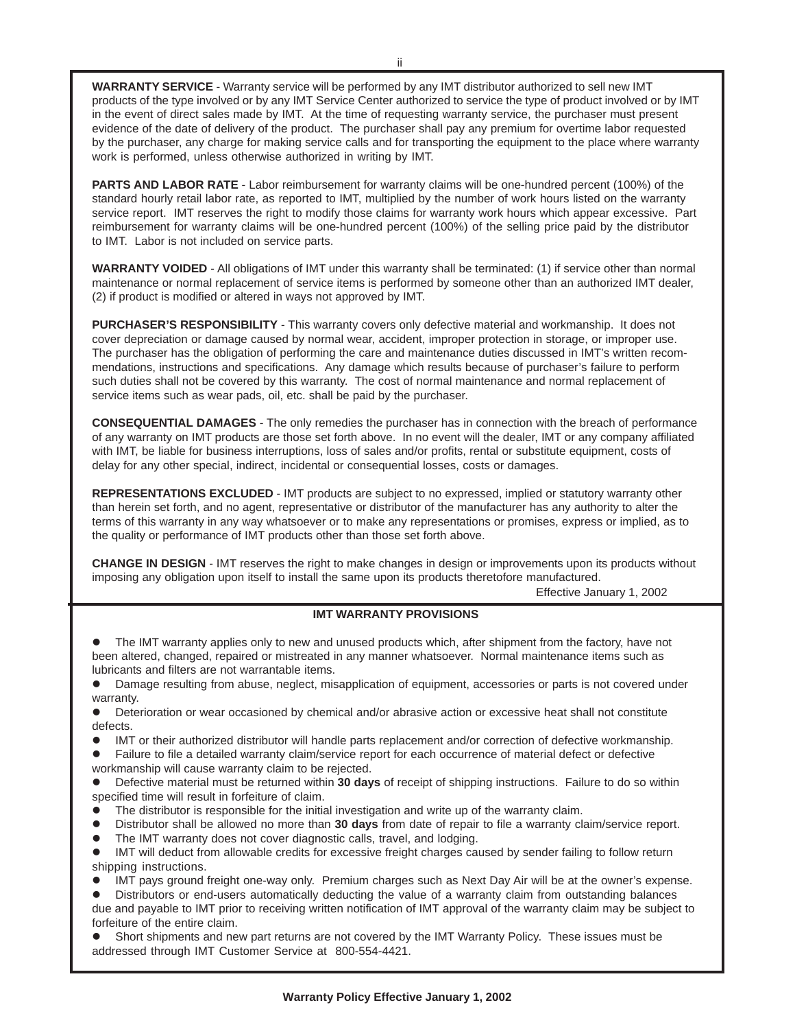**WARRANTY SERVICE** - Warranty service will be performed by any IMT distributor authorized to sell new IMT products of the type involved or by any IMT Service Center authorized to service the type of product involved or by IMT in the event of direct sales made by IMT. At the time of requesting warranty service, the purchaser must present evidence of the date of delivery of the product. The purchaser shall pay any premium for overtime labor requested by the purchaser, any charge for making service calls and for transporting the equipment to the place where warranty work is performed, unless otherwise authorized in writing by IMT.

**PARTS AND LABOR RATE** - Labor reimbursement for warranty claims will be one-hundred percent (100%) of the standard hourly retail labor rate, as reported to IMT, multiplied by the number of work hours listed on the warranty service report. IMT reserves the right to modify those claims for warranty work hours which appear excessive. Part reimbursement for warranty claims will be one-hundred percent (100%) of the selling price paid by the distributor to IMT. Labor is not included on service parts.

**WARRANTY VOIDED** - All obligations of IMT under this warranty shall be terminated: (1) if service other than normal maintenance or normal replacement of service items is performed by someone other than an authorized IMT dealer, (2) if product is modified or altered in ways not approved by IMT.

**PURCHASER'S RESPONSIBILITY** - This warranty covers only defective material and workmanship. It does not cover depreciation or damage caused by normal wear, accident, improper protection in storage, or improper use. The purchaser has the obligation of performing the care and maintenance duties discussed in IMT's written recommendations, instructions and specifications. Any damage which results because of purchaser's failure to perform such duties shall not be covered by this warranty. The cost of normal maintenance and normal replacement of service items such as wear pads, oil, etc. shall be paid by the purchaser.

**CONSEQUENTIAL DAMAGES** - The only remedies the purchaser has in connection with the breach of performance of any warranty on IMT products are those set forth above. In no event will the dealer, IMT or any company affiliated with IMT, be liable for business interruptions, loss of sales and/or profits, rental or substitute equipment, costs of delay for any other special, indirect, incidental or consequential losses, costs or damages.

**REPRESENTATIONS EXCLUDED** - IMT products are subject to no expressed, implied or statutory warranty other than herein set forth, and no agent, representative or distributor of the manufacturer has any authority to alter the terms of this warranty in any way whatsoever or to make any representations or promises, express or implied, as to the quality or performance of IMT products other than those set forth above.

**CHANGE IN DESIGN** - IMT reserves the right to make changes in design or improvements upon its products without imposing any obligation upon itself to install the same upon its products theretofore manufactured.

Effective January 1, 2002

## IMT WARRANTY PROVISIONS

- The IMT warranty applies only to new and unused products which, after shipment from the factory, have not been altered, changed, repaired or mistreated in any manner whatsoever. Normal maintenance items such as lubricants and filters are not warrantable items.
- Damage resulting from abuse, neglect, misapplication of equipment, accessories or parts is not covered under warranty.
- Deterioration or wear occasioned by chemical and/or abrasive action or excessive heat shall not constitute defects.
- IMT or their authorized distributor will handle parts replacement and/or correction of defective workmanship.
- Failure to file a detailed warranty claim/service report for each occurrence of material defect or defective workmanship will cause warranty claim to be rejected.
- Defective material must be returned within **30 days** of receipt of shipping instructions. Failure to do so within specified time will result in forfeiture of claim.
- The distributor is responsible for the initial investigation and write up of the warranty claim.
- Distributor shall be allowed no more than **30 days** from date of repair to file a warranty claim/service report.
- The IMT warranty does not cover diagnostic calls, travel, and lodging.
- IMT will deduct from allowable credits for excessive freight charges caused by sender failing to follow return shipping instructions.
- IMT pays ground freight one-way only. Premium charges such as Next Day Air will be at the owner's expense.
- Distributors or end-users automatically deducting the value of a warranty claim from outstanding balances due and payable to IMT prior to receiving written notification of IMT approval of the warranty claim may be subject to forfeiture of the entire claim.
- Short shipments and new part returns are not covered by the IMT Warranty Policy. These issues must be addressed through IMT Customer Service at 800-554-4421.

**Warranty Policy Effective January 1, 2002**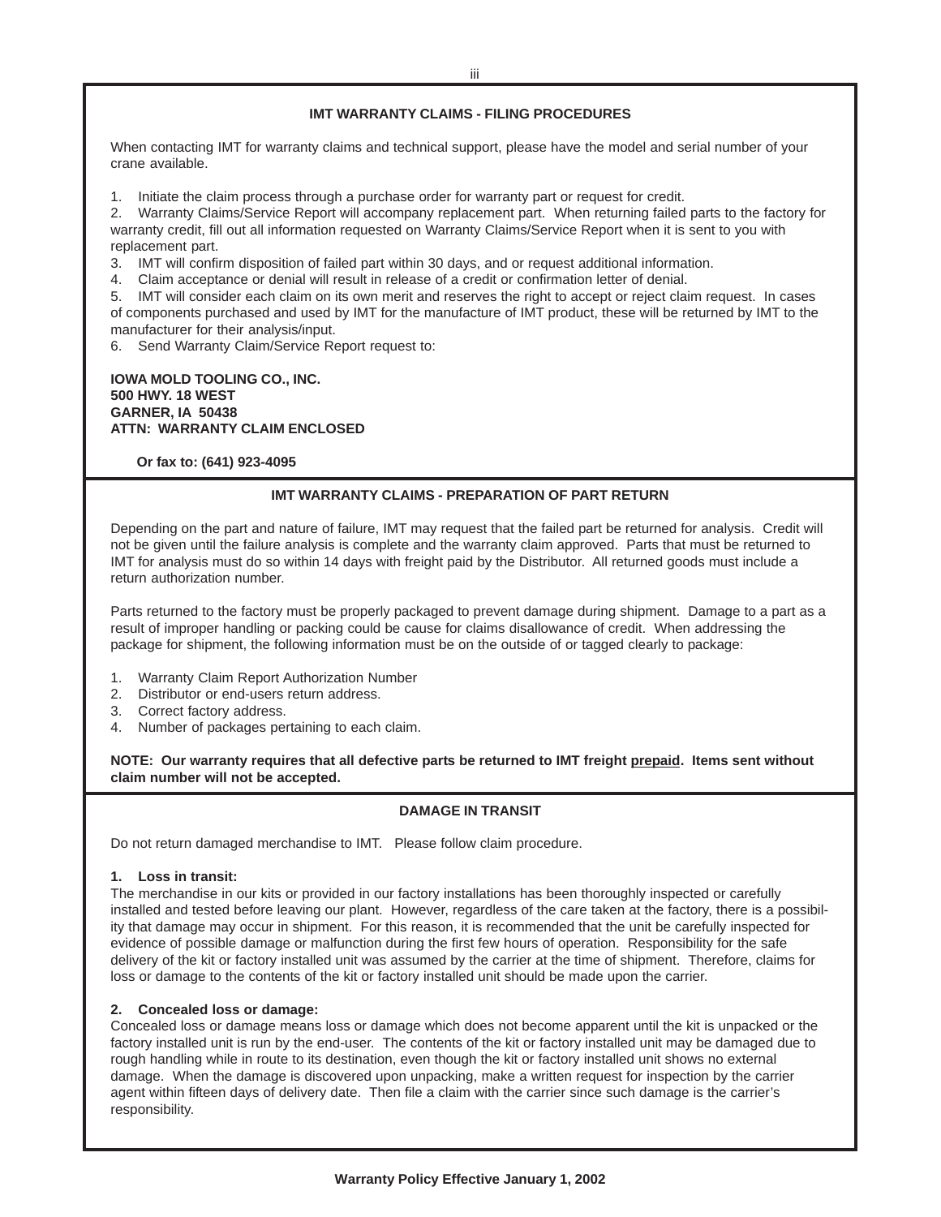## IMT WARRANTY CLAIMS - FILING PROCEDURES

When contacting IMT for warranty claims and technical support, please have the model and serial number of your crane available.

1. Initiate the claim process through a purchase order for warranty part or request for credit.
2. Warranty Claims/Service Report will accompany replacement part. When returning failed parts to the factory for warranty credit, fill out all information requested on Warranty Claims/Service Report when it is sent to you with replacement part.
3. IMT will confirm disposition of failed part within 30 days, and or request additional information.
4. Claim acceptance or denial will result in release of a credit or confirmation letter of denial.
5. IMT will consider each claim on its own merit and reserves the right to accept or reject claim request. In cases of components purchased and used by IMT for the manufacture of IMT product, these will be returned by IMT to the manufacturer for their analysis/input.
6. Send Warranty Claim/Service Report request to:

**IOWA MOLD TOOLING CO., INC.**
**500 HWY. 18 WEST**
**GARNER, IA 50438**
**ATTN: WARRANTY CLAIM ENCLOSED**

**Or fax to: (641) 923-4095**

## IMT WARRANTY CLAIMS - PREPARATION OF PART RETURN

Depending on the part and nature of failure, IMT may request that the failed part be returned for analysis. Credit will not be given until the failure analysis is complete and the warranty claim approved. Parts that must be returned to IMT for analysis must do so within 14 days with freight paid by the Distributor. All returned goods must include a return authorization number.

Parts returned to the factory must be properly packaged to prevent damage during shipment. Damage to a part as a result of improper handling or packing could be cause for claims disallowance of credit. When addressing the package for shipment, the following information must be on the outside of or tagged clearly to package:

1. Warranty Claim Report Authorization Number
2. Distributor or end-users return address.
3. Correct factory address.
4. Number of packages pertaining to each claim.

**NOTE: Our warranty requires that all defective parts be returned to IMT freight <u>prepaid</u>. Items sent without claim number will not be accepted.**

## DAMAGE IN TRANSIT

Do not return damaged merchandise to IMT. Please follow claim procedure.

**1. Loss in transit:**

The merchandise in our kits or provided in our factory installations has been thoroughly inspected or carefully installed and tested before leaving our plant. However, regardless of the care taken at the factory, there is a possibility that damage may occur in shipment. For this reason, it is recommended that the unit be carefully inspected for evidence of possible damage or malfunction during the first few hours of operation. Responsibility for the safe delivery of the kit or factory installed unit was assumed by the carrier at the time of shipment. Therefore, claims for loss or damage to the contents of the kit or factory installed unit should be made upon the carrier.

**2. Concealed loss or damage:**

Concealed loss or damage means loss or damage which does not become apparent until the kit is unpacked or the factory installed unit is run by the end-user. The contents of the kit or factory installed unit may be damaged due to rough handling while in route to its destination, even though the kit or factory installed unit shows no external damage. When the damage is discovered upon unpacking, make a written request for inspection by the carrier agent within fifteen days of delivery date. Then file a claim with the carrier since such damage is the carrier's responsibility.

**Warranty Policy Effective January 1, 2002**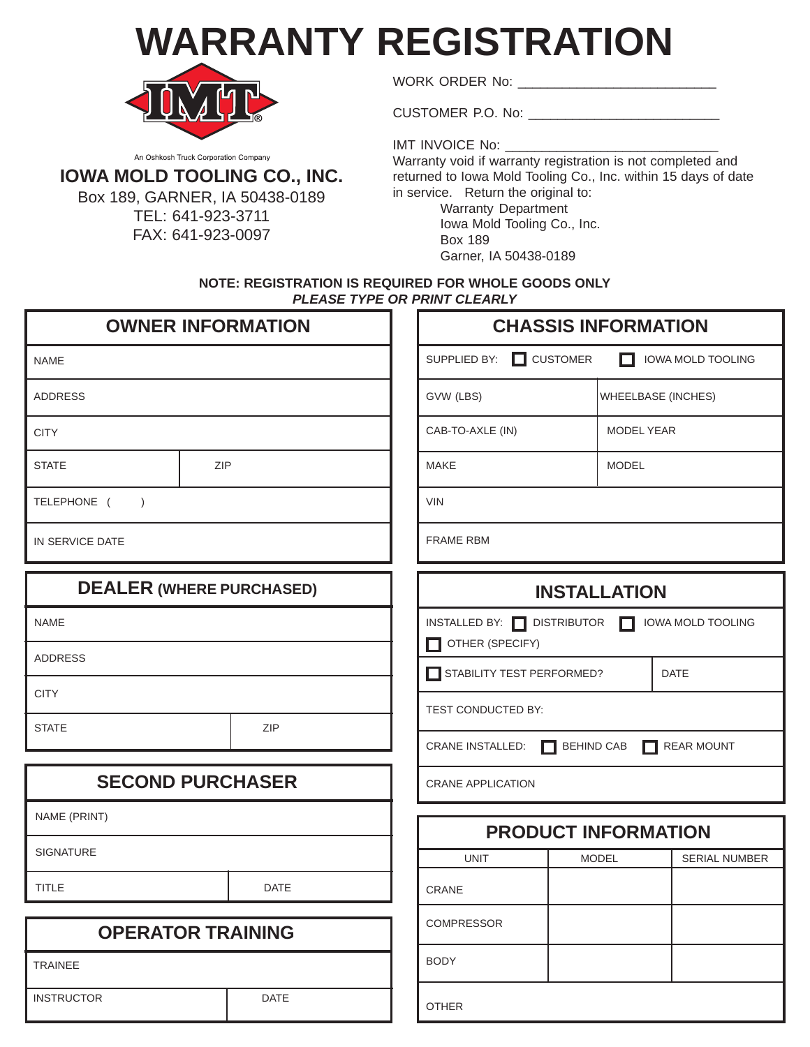# WARRANTY REGISTRATION

An Oshkosh Truck Corporation Company

**IOWA MOLD TOOLING CO., INC.**
Box 189, GARNER, IA 50438-0189
TEL: 641-923-3711
FAX: 641-923-0097

WORK ORDER No: ___________________________

CUSTOMER P.O. No: ___________________________

IMT INVOICE No: ______________________________

Warranty void if warranty registration is not completed and returned to Iowa Mold Tooling Co., Inc. within 15 days of date in service. Return the original to:

Warranty Department
Iowa Mold Tooling Co., Inc.
Box 189
Garner, IA 50438-0189

**NOTE: REGISTRATION IS REQUIRED FOR WHOLE GOODS ONLY**
***PLEASE TYPE OR PRINT CLEARLY***

## OWNER INFORMATION

| | |
|---|---|
| NAME | |
| ADDRESS | |
| CITY | |
| STATE | ZIP |
| TELEPHONE (    ) | |
| IN SERVICE DATE | |

## DEALER (WHERE PURCHASED)

| | |
|---|---|
| NAME | |
| ADDRESS | |
| CITY | |
| STATE | ZIP |

## SECOND PURCHASER

| | |
|---|---|
| NAME (PRINT) | |
| SIGNATURE | |
| TITLE | DATE |

## OPERATOR TRAINING

| | |
|---|---|
| TRAINEE | |
| INSTRUCTOR | DATE |

## CHASSIS INFORMATION

| | |
|---|---|
| SUPPLIED BY: ☐ CUSTOMER ☐ IOWA MOLD TOOLING | |
| GVW (LBS) | WHEELBASE (INCHES) |
| CAB-TO-AXLE (IN) | MODEL YEAR |
| MAKE | MODEL |
| VIN | |
| FRAME RBM | |

## INSTALLATION

| | |
|---|---|
| INSTALLED BY: ☐ DISTRIBUTOR ☐ IOWA MOLD TOOLING ☐ OTHER (SPECIFY) | |
| ☐ STABILITY TEST PERFORMED? | DATE |
| TEST CONDUCTED BY: | |
| CRANE INSTALLED: ☐ BEHIND CAB ☐ REAR MOUNT | |
| CRANE APPLICATION | |

## PRODUCT INFORMATION

| UNIT | MODEL | SERIAL NUMBER |
|---|---|---|
| CRANE | | |
| COMPRESSOR | | |
| BODY | | |
| OTHER | | |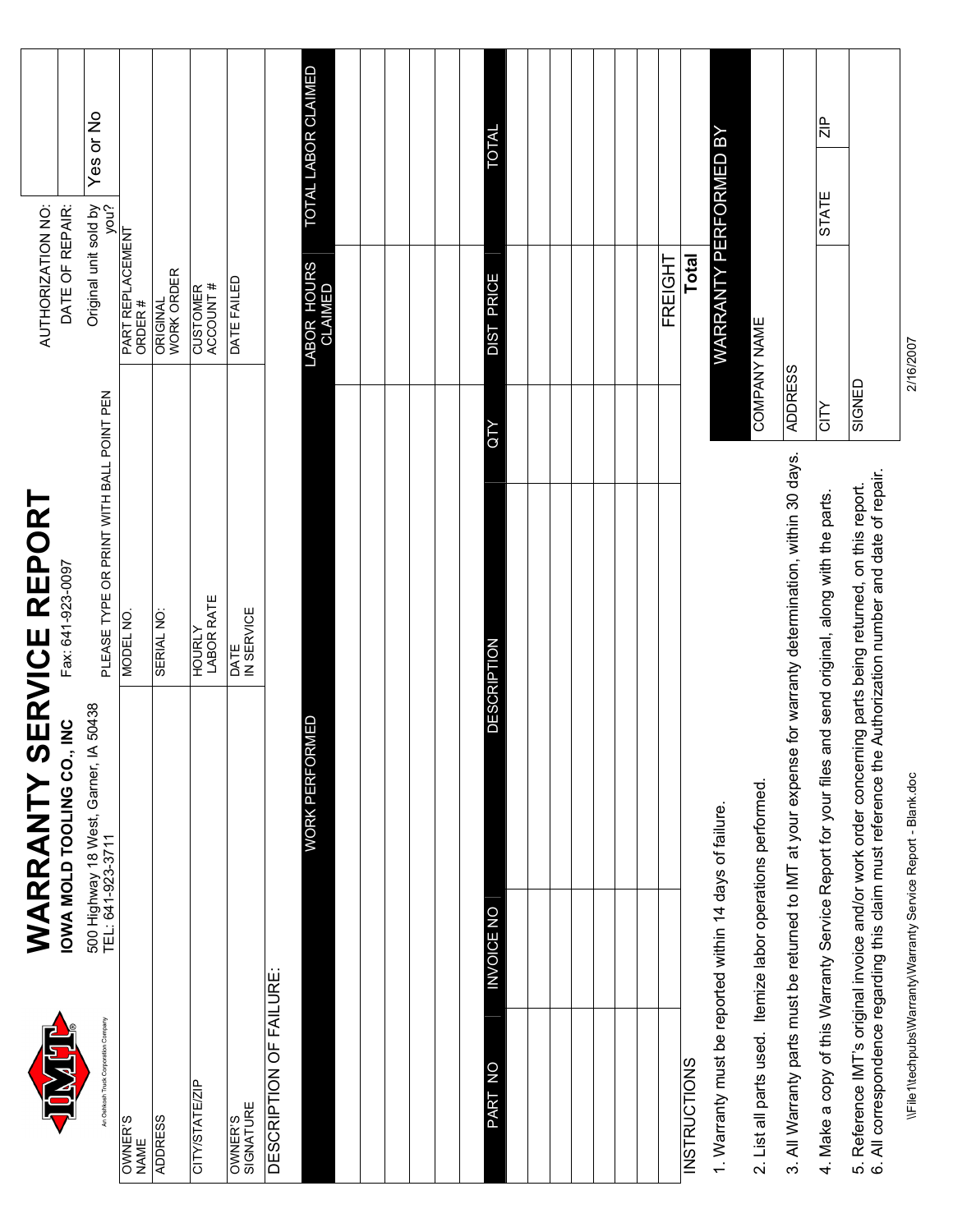# WARRANTY SERVICE REPORT

**IOWA MOLD TOOLING CO., INC**

500 Highway 18 West, Garner, IA 50438
TEL: 641-923-3711 Fax: 641-923-0097

An Oshkosh Truck Corporation Company

| | |
|---|---|
| AUTHORIZATION NO: | |
| DATE OF REPAIR: | |
| Original unit sold by you? | Yes or No |

PLEASE TYPE OR PRINT WITH BALL POINT PEN

| | | | | | |
|---|---|---|---|---|---|
| OWNER'S NAME | | MODEL NO. | | PART REPLACEMENT ORDER # | |
| ADDRESS | | SERIAL NO: | | ORIGINAL WORK ORDER | |
| CITY/STATE/ZIP | | HOURLY LABOR RATE | | CUSTOMER ACCOUNT # | |
| OWNER'S SIGNATURE | | DATE IN SERVICE | | DATE FAILED | |

DESCRIPTION OF FAILURE:

| WORK PERFORMED | LABOR HOURS CLAIMED | TOTAL LABOR CLAIMED |
|---|---|---|
| | | |
| | | |
| | | |
| | | |
| | | |
| | | |

| PART NO | INVOICE NO | DESCRIPTION | QTY | DIST PRICE | TOTAL |
|---|---|---|---|---|---|
| | | | | | |
| | | | | | |
| | | | | | |
| | | | | | |
| | | | | | |
| | | | | | |
| | | | | | |
| | | | | | |
| | | | | FREIGHT | |
| | | | | **Total** | |

INSTRUCTIONS

1. Warranty must be reported within 14 days of failure.
2. List all parts used. Itemize labor operations performed.
3. All Warranty parts must be returned to IMT at your expense for warranty determination, within 30 days.
4. Make a copy of this Warranty Service Report for your files and send original, along with the parts.
5. Reference IMT's original invoice and/or work order concerning parts being returned, on this report.
6. All correspondence regarding this claim must reference the Authorization number and date of repair.

| WARRANTY PERFORMED BY | | |
|---|---|---|
| COMPANY NAME | | |
| ADDRESS | | |
| CITY | STATE | ZIP |
| SIGNED | | |

\\File1\techpubs\Warranty\Warranty Service Report - Blank.doc 2/16/2007